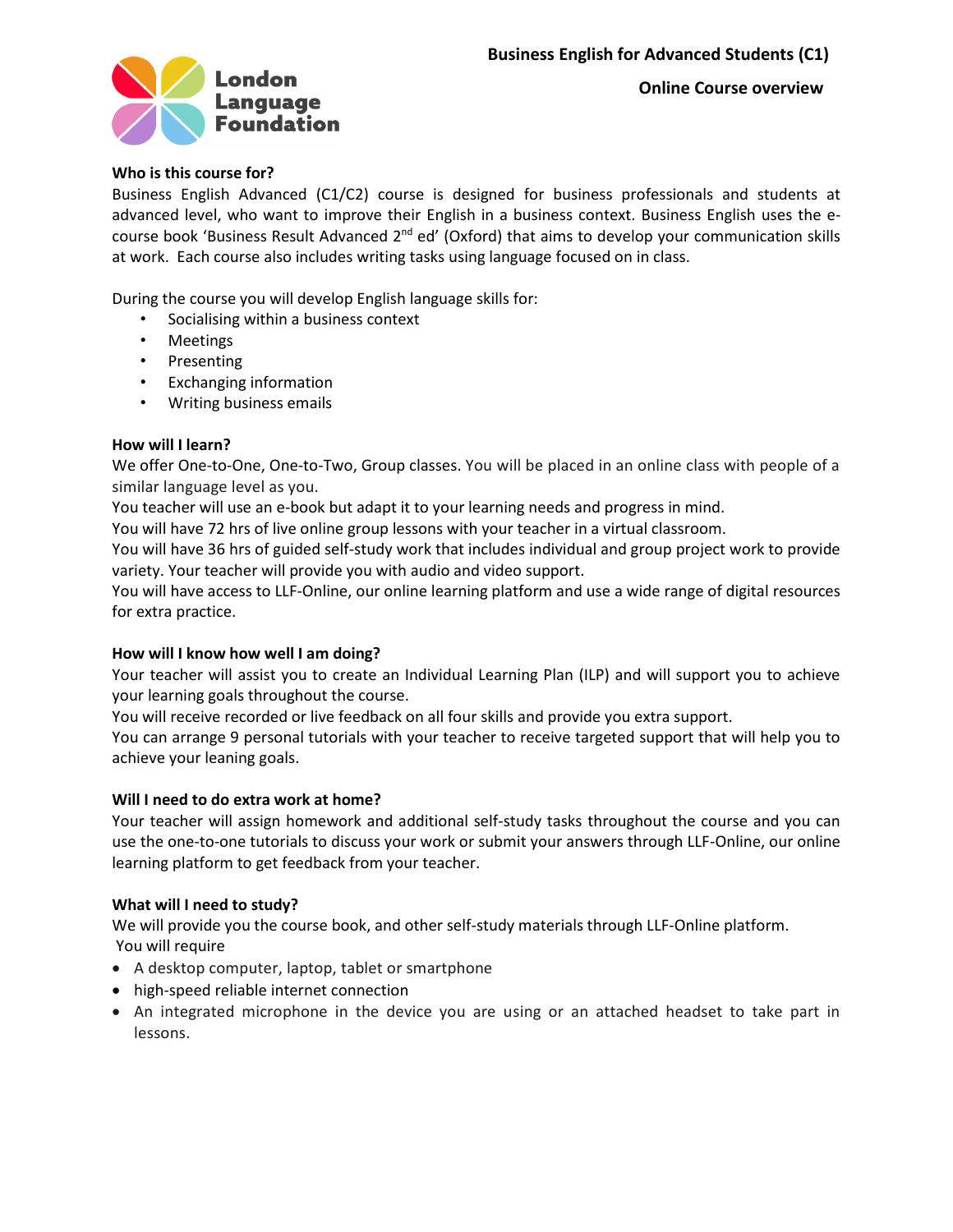London Language Foundation

**Business English for Advanced Students (C1)**

**Online Course overview**

**Who is this course for?**

Business English Advanced (C1/C2) course is designed for business professionals and students at advanced level, who want to improve their English in a business context. Business English uses the e-course book 'Business Result Advanced 2nd ed' (Oxford) that aims to develop your communication skills at work. Each course also includes writing tasks using language focused on in class.

During the course you will develop English language skills for:

- Socialising within a business context
- Meetings
- Presenting
- Exchanging information
- Writing business emails

**How will I learn?**

We offer One-to-One, One-to-Two, Group classes. You will be placed in an online class with people of a similar language level as you.

You teacher will use an e-book but adapt it to your learning needs and progress in mind.

You will have 72 hrs of live online group lessons with your teacher in a virtual classroom.

You will have 36 hrs of guided self-study work that includes individual and group project work to provide variety. Your teacher will provide you with audio and video support.

You will have access to LLF-Online, our online learning platform and use a wide range of digital resources for extra practice.

**How will I know how well I am doing?**

Your teacher will assist you to create an Individual Learning Plan (ILP) and will support you to achieve your learning goals throughout the course.

You will receive recorded or live feedback on all four skills and provide you extra support.

You can arrange 9 personal tutorials with your teacher to receive targeted support that will help you to achieve your leaning goals.

**Will I need to do extra work at home?**

Your teacher will assign homework and additional self-study tasks throughout the course and you can use the one-to-one tutorials to discuss your work or submit your answers through LLF-Online, our online learning platform to get feedback from your teacher.

**What will I need to study?**

We will provide you the course book, and other self-study materials through LLF-Online platform.

You will require

- A desktop computer, laptop, tablet or smartphone
- high-speed reliable internet connection
- An integrated microphone in the device you are using or an attached headset to take part in lessons.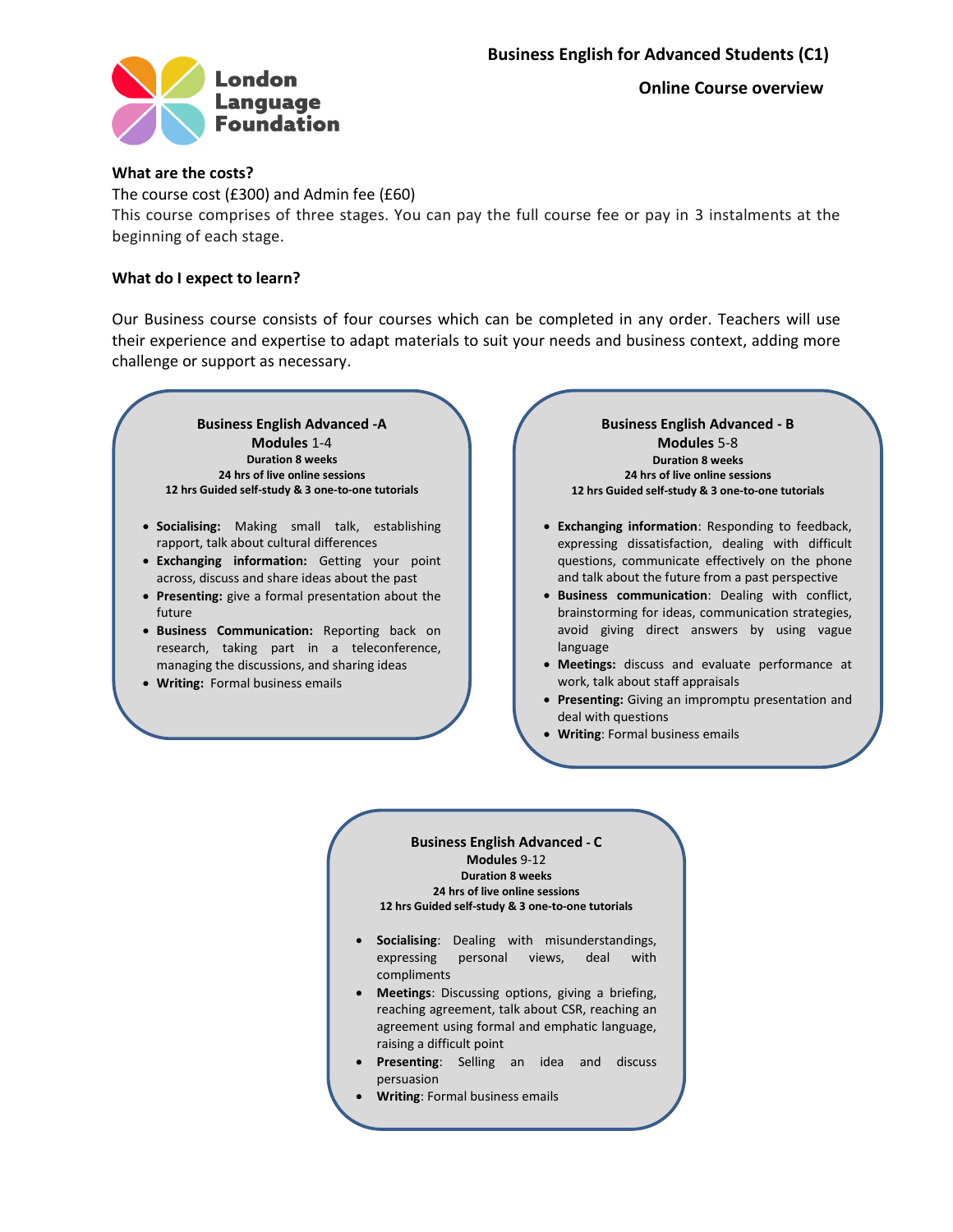London Language Foundation

**Business English for Advanced Students (C1)**

**Online Course overview**

**What are the costs?**

The course cost (£300) and Admin fee (£60)

This course comprises of three stages. You can pay the full course fee or pay in 3 instalments at the beginning of each stage.

**What do I expect to learn?**

Our Business course consists of four courses which can be completed in any order. Teachers will use their experience and expertise to adapt materials to suit your needs and business context, adding more challenge or support as necessary.

**Business English Advanced -A**
**Modules** 1-4
**Duration 8 weeks**
**24 hrs of live online sessions**
**12 hrs Guided self-study & 3 one-to-one tutorials**

- **Socialising:** Making small talk, establishing rapport, talk about cultural differences
- **Exchanging information:** Getting your point across, discuss and share ideas about the past
- **Presenting:** give a formal presentation about the future
- **Business Communication:** Reporting back on research, taking part in a teleconference, managing the discussions, and sharing ideas
- **Writing:** Formal business emails

**Business English Advanced - B**
**Modules** 5-8
**Duration 8 weeks**
**24 hrs of live online sessions**
**12 hrs Guided self-study & 3 one-to-one tutorials**

- **Exchanging information**: Responding to feedback, expressing dissatisfaction, dealing with difficult questions, communicate effectively on the phone and talk about the future from a past perspective
- **Business communication**: Dealing with conflict, brainstorming for ideas, communication strategies, avoid giving direct answers by using vague language
- **Meetings:** discuss and evaluate performance at work, talk about staff appraisals
- **Presenting:** Giving an impromptu presentation and deal with questions
- **Writing**: Formal business emails

**Business English Advanced - C**
**Modules** 9-12
**Duration 8 weeks**
**24 hrs of live online sessions**
**12 hrs Guided self-study & 3 one-to-one tutorials**

- **Socialising**: Dealing with misunderstandings, expressing personal views, deal with compliments
- **Meetings**: Discussing options, giving a briefing, reaching agreement, talk about CSR, reaching an agreement using formal and emphatic language, raising a difficult point
- **Presenting**: Selling an idea and discuss persuasion
- **Writing**: Formal business emails